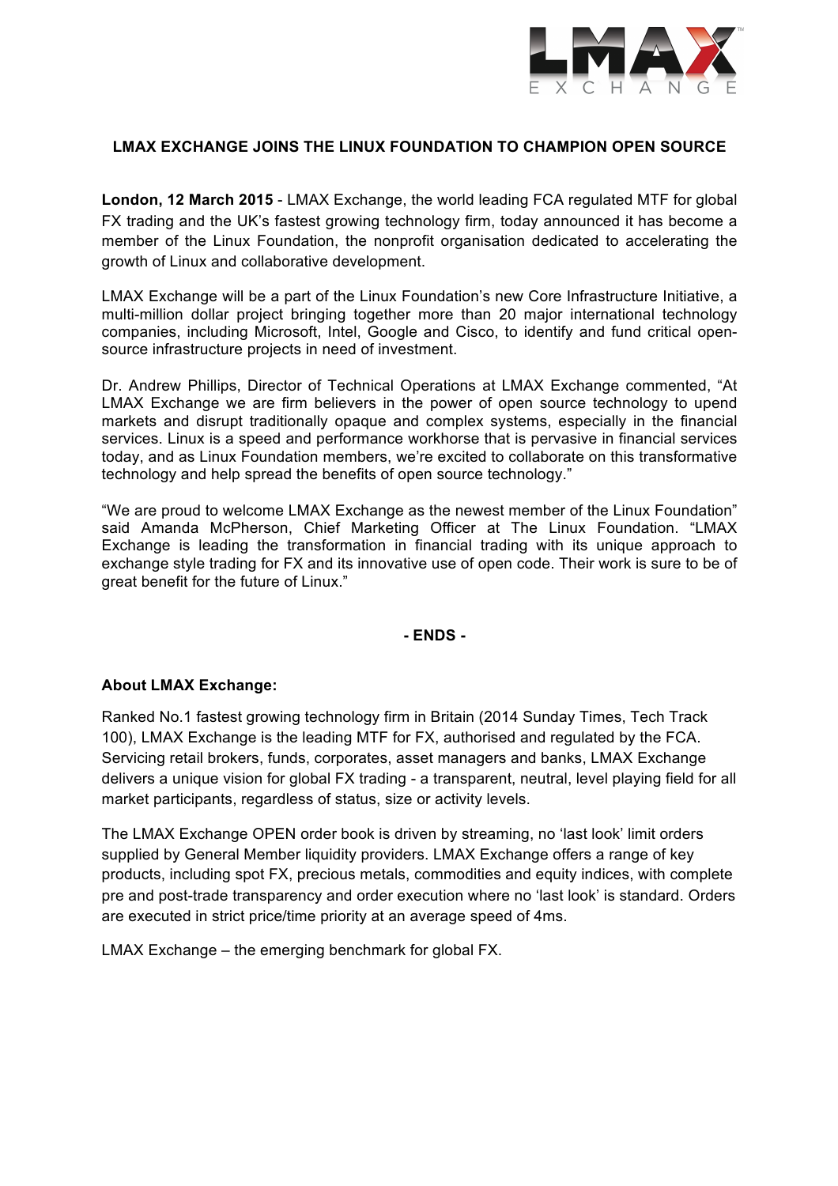# LMAX EXCHANGE JOINS THE LINUX FOUNDATION TO CHAMPION OPEN SOURCE

**London, 12 March 2015** - LMAX Exchange, the world leading FCA regulated MTF for global FX trading and the UK's fastest growing technology firm, today announced it has become a member of the Linux Foundation, the nonprofit organisation dedicated to accelerating the growth of Linux and collaborative development.

LMAX Exchange will be a part of the Linux Foundation's new Core Infrastructure Initiative, a multi-million dollar project bringing together more than 20 major international technology companies, including Microsoft, Intel, Google and Cisco, to identify and fund critical open-source infrastructure projects in need of investment.

Dr. Andrew Phillips, Director of Technical Operations at LMAX Exchange commented, "At LMAX Exchange we are firm believers in the power of open source technology to upend markets and disrupt traditionally opaque and complex systems, especially in the financial services. Linux is a speed and performance workhorse that is pervasive in financial services today, and as Linux Foundation members, we're excited to collaborate on this transformative technology and help spread the benefits of open source technology."

"We are proud to welcome LMAX Exchange as the newest member of the Linux Foundation" said Amanda McPherson, Chief Marketing Officer at The Linux Foundation. "LMAX Exchange is leading the transformation in financial trading with its unique approach to exchange style trading for FX and its innovative use of open code. Their work is sure to be of great benefit for the future of Linux."

**- ENDS -**

**About LMAX Exchange:**

Ranked No.1 fastest growing technology firm in Britain (2014 Sunday Times, Tech Track 100), LMAX Exchange is the leading MTF for FX, authorised and regulated by the FCA. Servicing retail brokers, funds, corporates, asset managers and banks, LMAX Exchange delivers a unique vision for global FX trading - a transparent, neutral, level playing field for all market participants, regardless of status, size or activity levels.

The LMAX Exchange OPEN order book is driven by streaming, no 'last look' limit orders supplied by General Member liquidity providers. LMAX Exchange offers a range of key products, including spot FX, precious metals, commodities and equity indices, with complete pre and post-trade transparency and order execution where no 'last look' is standard. Orders are executed in strict price/time priority at an average speed of 4ms.

LMAX Exchange – the emerging benchmark for global FX.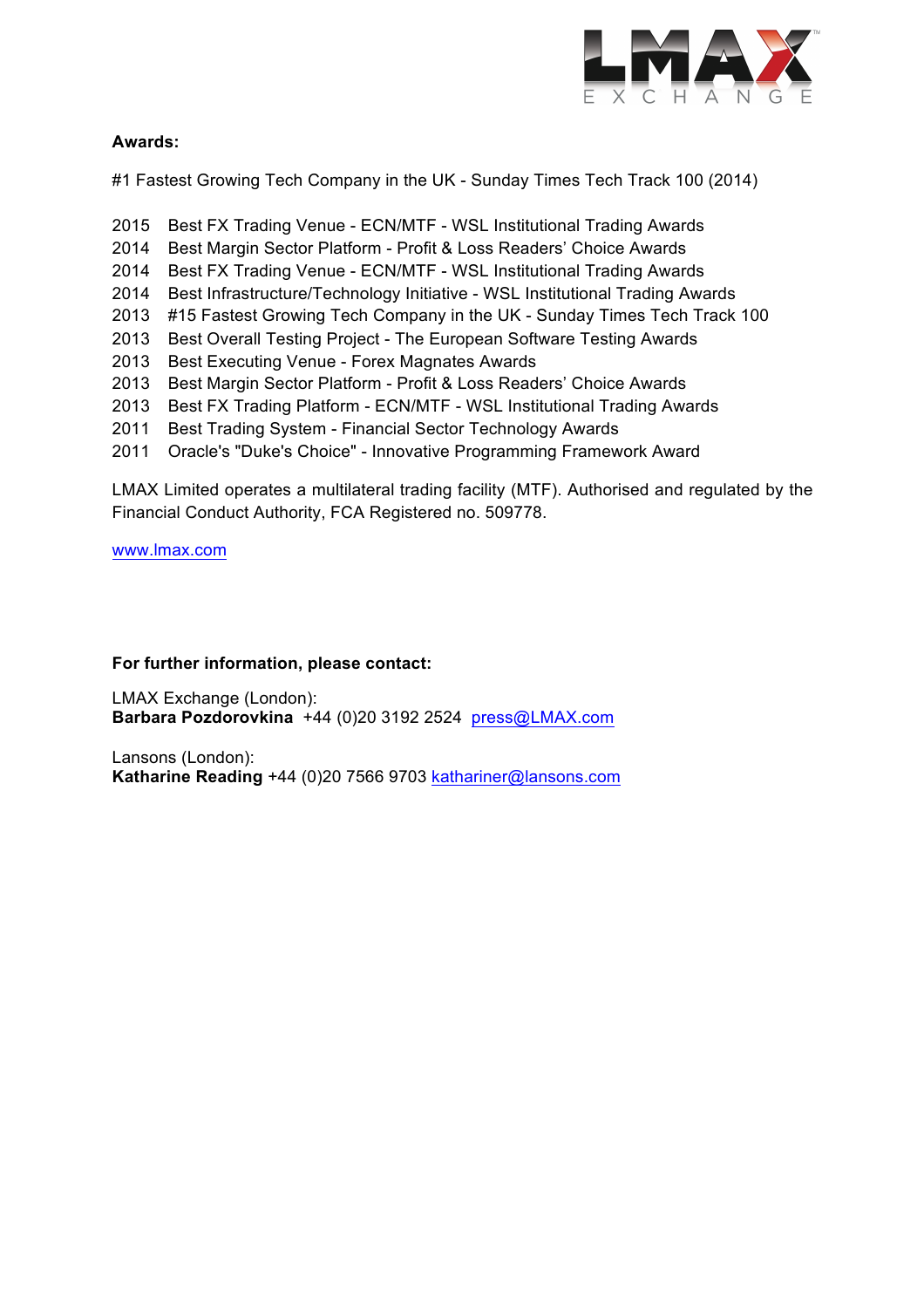**Awards:**

#1 Fastest Growing Tech Company in the UK - Sunday Times Tech Track 100 (2014)

2015 Best FX Trading Venue - ECN/MTF - WSL Institutional Trading Awards
2014 Best Margin Sector Platform - Profit & Loss Readers' Choice Awards
2014 Best FX Trading Venue - ECN/MTF - WSL Institutional Trading Awards
2014 Best Infrastructure/Technology Initiative - WSL Institutional Trading Awards
2013 #15 Fastest Growing Tech Company in the UK - Sunday Times Tech Track 100
2013 Best Overall Testing Project - The European Software Testing Awards
2013 Best Executing Venue - Forex Magnates Awards
2013 Best Margin Sector Platform - Profit & Loss Readers' Choice Awards
2013 Best FX Trading Platform - ECN/MTF - WSL Institutional Trading Awards
2011 Best Trading System - Financial Sector Technology Awards
2011 Oracle's "Duke's Choice" - Innovative Programming Framework Award

LMAX Limited operates a multilateral trading facility (MTF). Authorised and regulated by the Financial Conduct Authority, FCA Registered no. 509778.

www.lmax.com

**For further information, please contact:**

LMAX Exchange (London):
**Barbara Pozdorovkina** +44 (0)20 3192 2524 press@LMAX.com

Lansons (London):
**Katharine Reading** +44 (0)20 7566 9703 kathariner@lansons.com